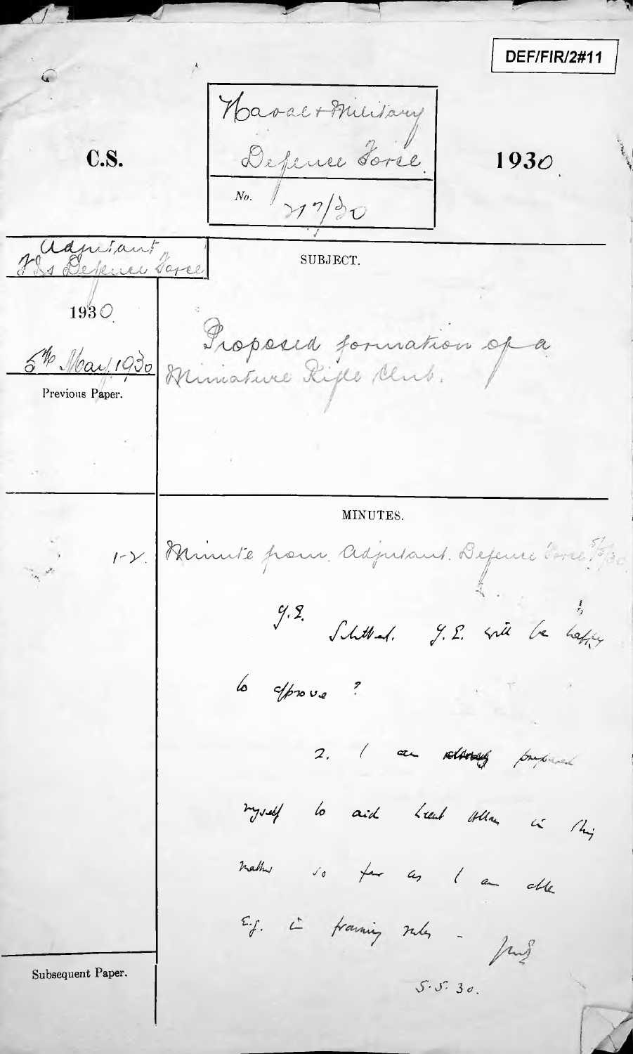DEF/FIR/2#11

**C.S.**

Naval & Military Defence Force.

No. 217/30

**1930.**

Adjutant F.Is Defence Force

1930

5th May 1930

Previous Paper.

SUBJECT.

Proposed formation of a Miniature Rifle Club.

MINUTES.

1-2. Minute from Adjutant. Defence Force 5/5/30

C.S.

Submitted. C.S. will be happy to approve?

2. I am already prepared myself to aid Lieut Allan in this matter so far as I am able e.g. in framing rules -

5.5.30.

Subsequent Paper.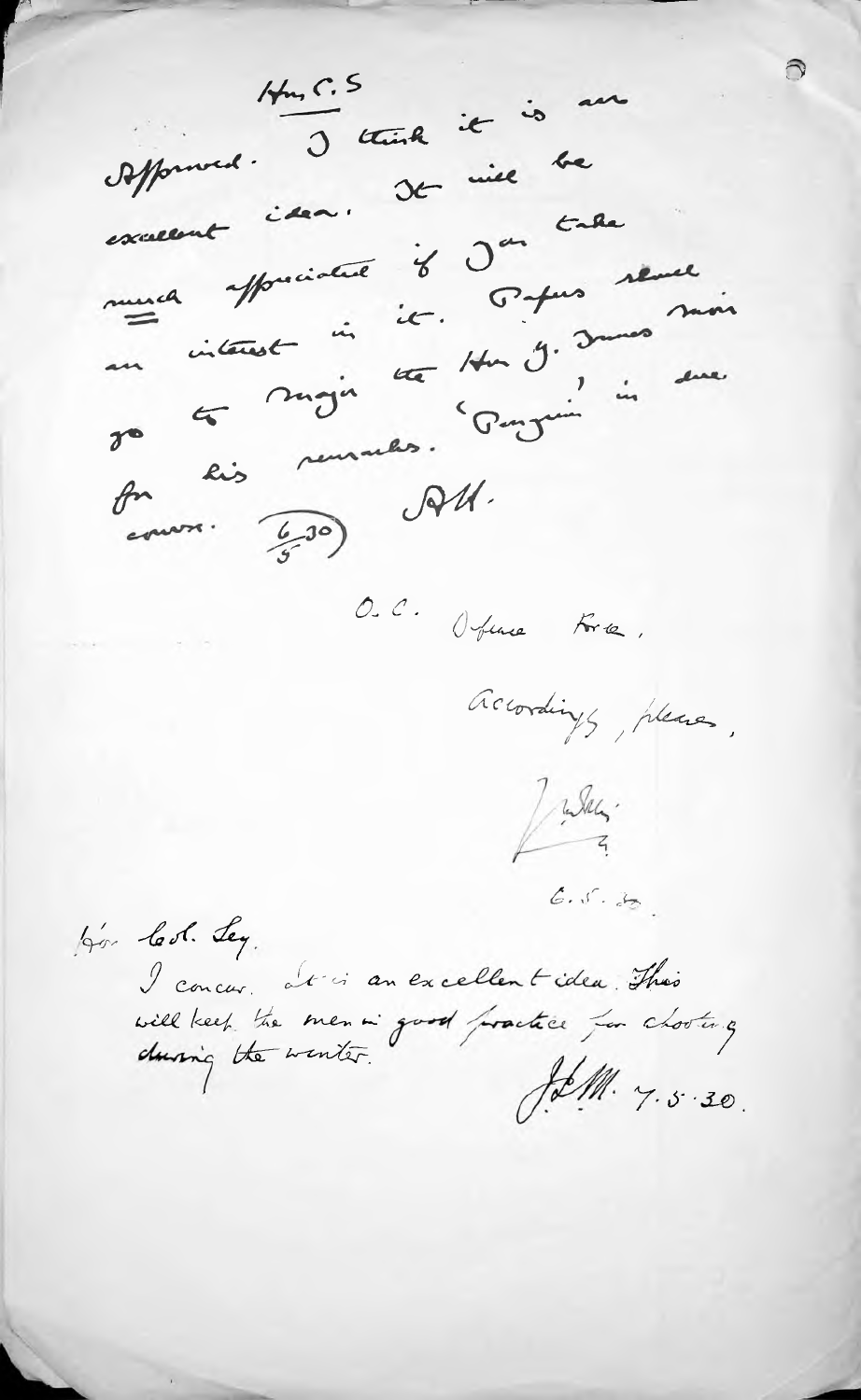Hon C.S.

Approved. I think it is an excellent idea. It will be much appreciated if Jan take an interest in it. Papers should now go to Major the Hon G. James in due course for his remarks. 'Penguin'

(6/5/30) AH.

O.C. Defence Force,

Accordingly, please.

[signature]

6.5.30.

Hon. Col. Sey.

I concur. It is an excellent idea. This will keep the men in good practice for shooting during the winter.

J.E.M. 7.5.30.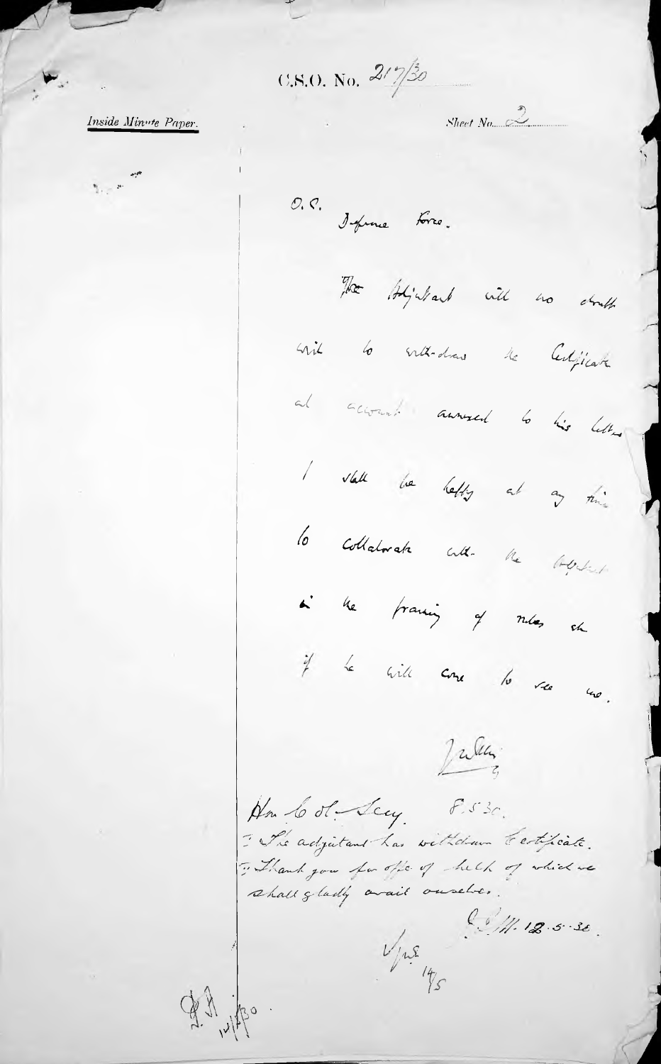C.S.O. No. 217/30

*Inside Minute Paper.*

Sheet No. 2

O. C.
Defence Force.

The Adjutant will no doubt wish to withdraw the Certificate and account annexed to his letter.

I shall be happy at any time to collaborate with the Adjutant in the framing of rules etc if he will come to see me.

(Initialled)

Hon Col. Secy. 8.5.30.

1. The adjutant has withdrawn the certificate.
2. Thank you for offer of help of which we shall gladly avail ourselves.

(Initialled) 12.5.30.

(Initialled) 14/5

(Initialled) 14/5/30.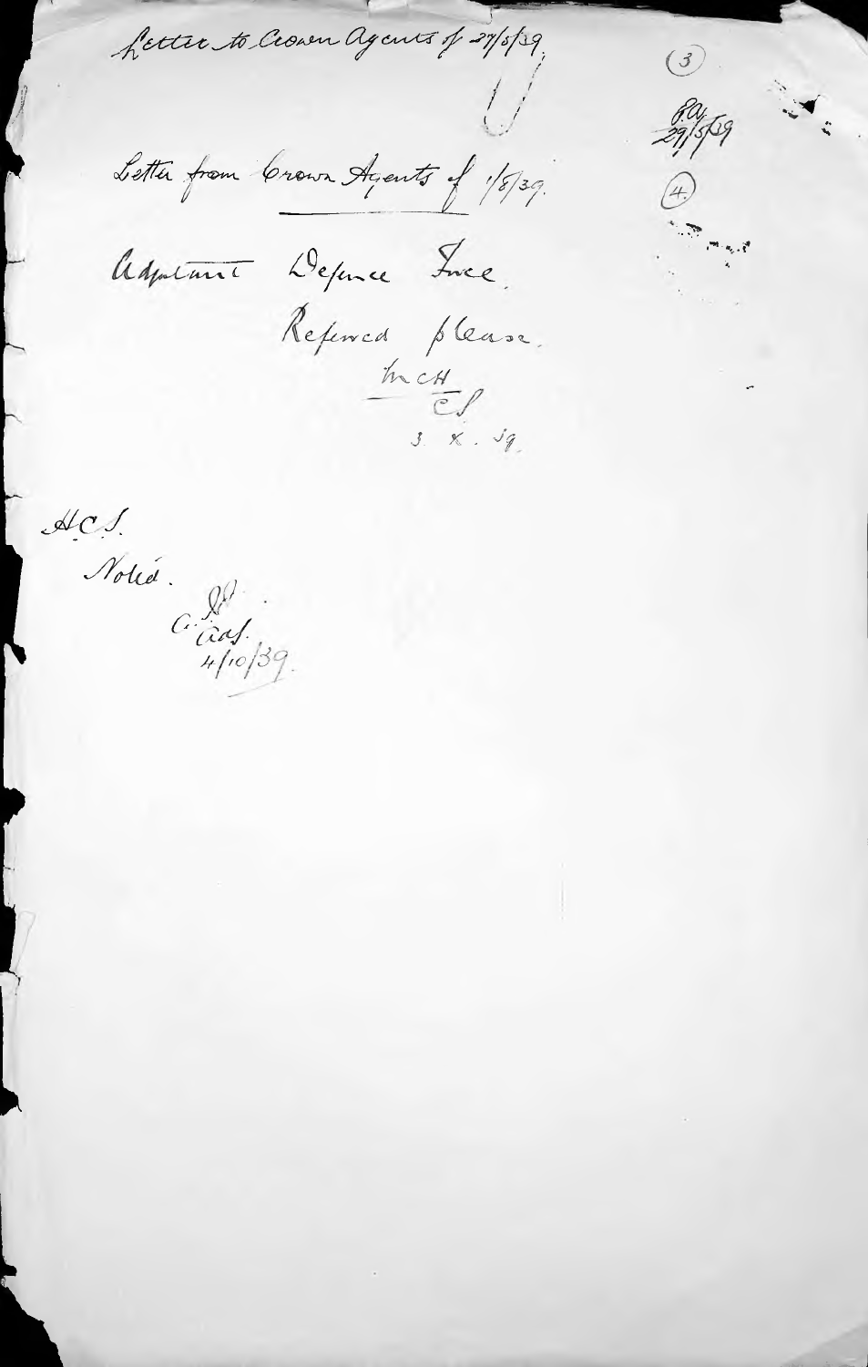Letter to Crown Agents of 27/5/39. (3)

F.O.
29/5/39

Letter from Crown Agents of 1/8/39. (4)

Adjutant Defence Force.

Referred please.

McH
C.S.
3. X. 39.

H.C.S.

Noted.

C. [illegible]
Adj.
4/10/39.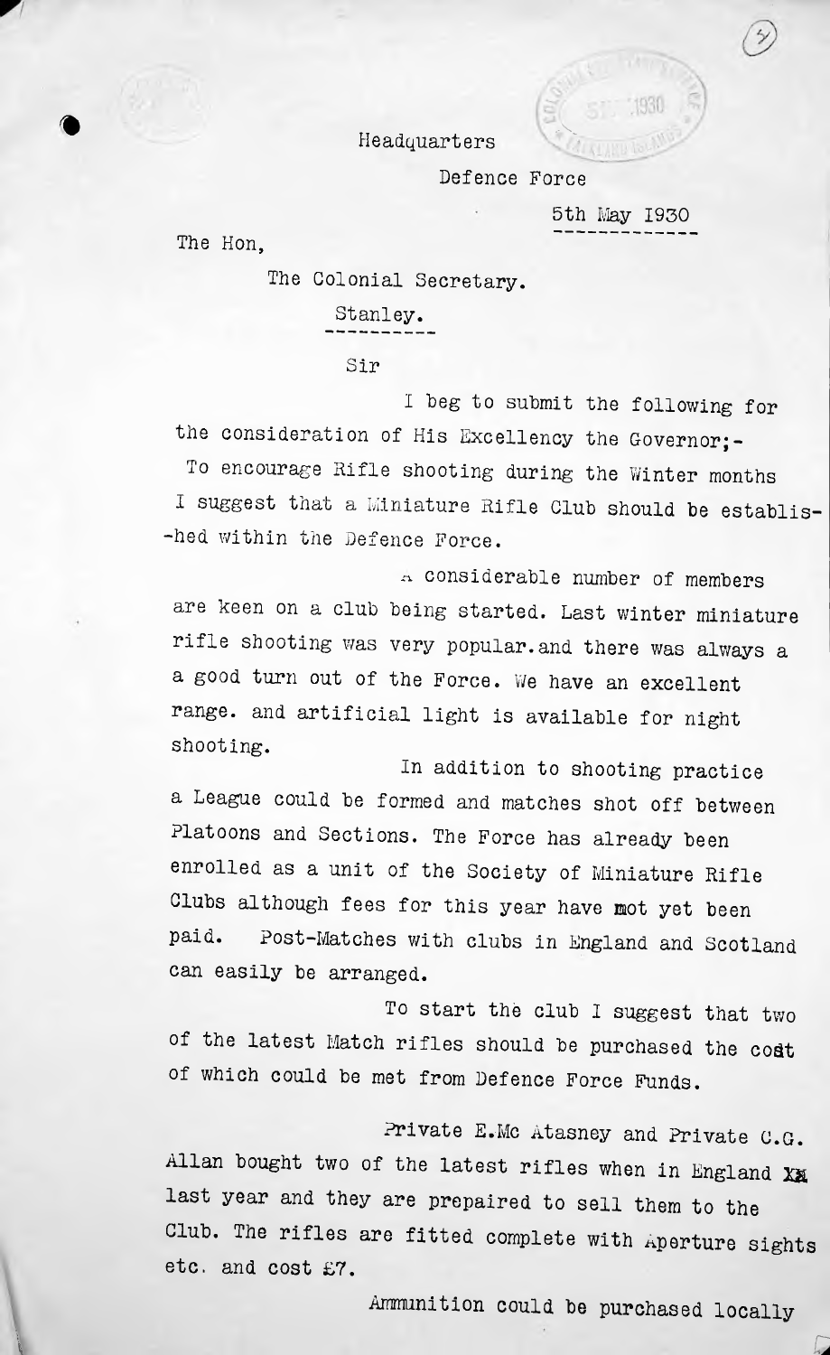Headquarters

Defence Force

5th May 1930

The Hon,

The Colonial Secretary.

Stanley.

Sir

I beg to submit the following for the consideration of His Excellency the Governor;-

To encourage Rifle shooting during the Winter months I suggest that a Miniature Rifle Club should be establis--hed within the Defence Force.

A considerable number of members are keen on a club being started. Last winter miniature rifle shooting was very popular.and there was always a a good turn out of the Force. We have an excellent range. and artificial light is available for night shooting.

In addition to shooting practice a League could be formed and matches shot off between Platoons and Sections. The Force has already been enrolled as a unit of the Society of Miniature Rifle Clubs although fees for this year have not yet been paid. Post-Matches with clubs in England and Scotland can easily be arranged.

To start the club I suggest that two of the latest Match rifles should be purchased the cost of which could be met from Defence Force Funds.

Private E.Mc Atasney and Private C.G. Allan bought two of the latest rifles when in England last year and they are prepaired to sell them to the Club. The rifles are fitted complete with Aperture sights etc. and cost £7.

Ammunition could be purchased locally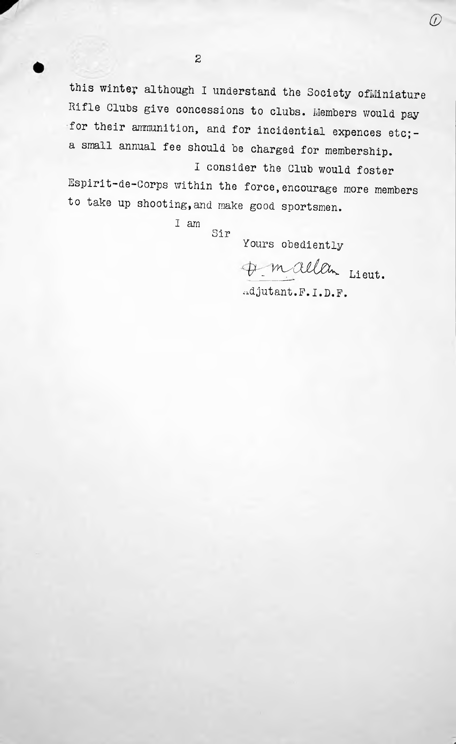this winter although I understand the Society ofMiniature Rifle Clubs give concessions to clubs. Members would pay for their ammunition, and for incidential expences etc;- a small annual fee should be charged for membership.

I consider the Club would foster Espirit-de-Corps within the force, encourage more members to take up shooting, and make good sportsmen.

I am
Sir
Yours obediently

D. McAllan Lieut.
Adjutant.F.I.D.F.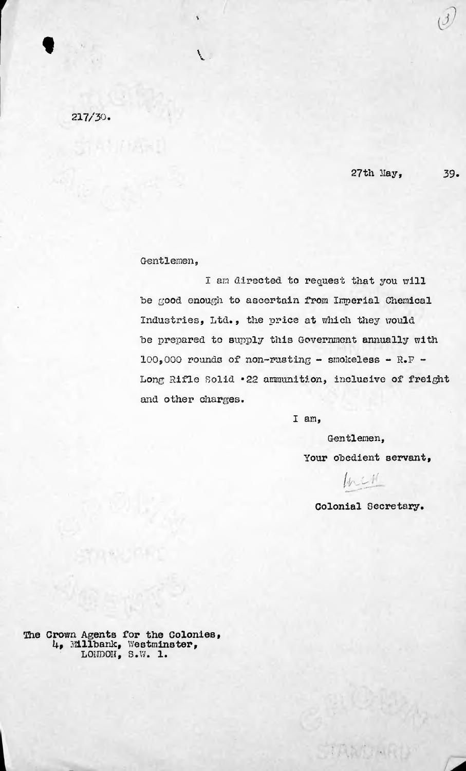217/30.

27th May, 39.

Gentlemen,

I am directed to request that you will be good enough to ascertain from Imperial Chemical Industries, Ltd., the price at which they would be prepared to supply this Government annually with 100,000 rounds of non-rusting - smokeless - R.F - Long Rifle Solid ·22 ammunition, inclusive of freight and other charges.

I am,

Gentlemen,

Your obedient servant,

Colonial Secretary.

The Crown Agents for the Colonies,
4, Millbank, Westminster,
LONDON, S.W. 1.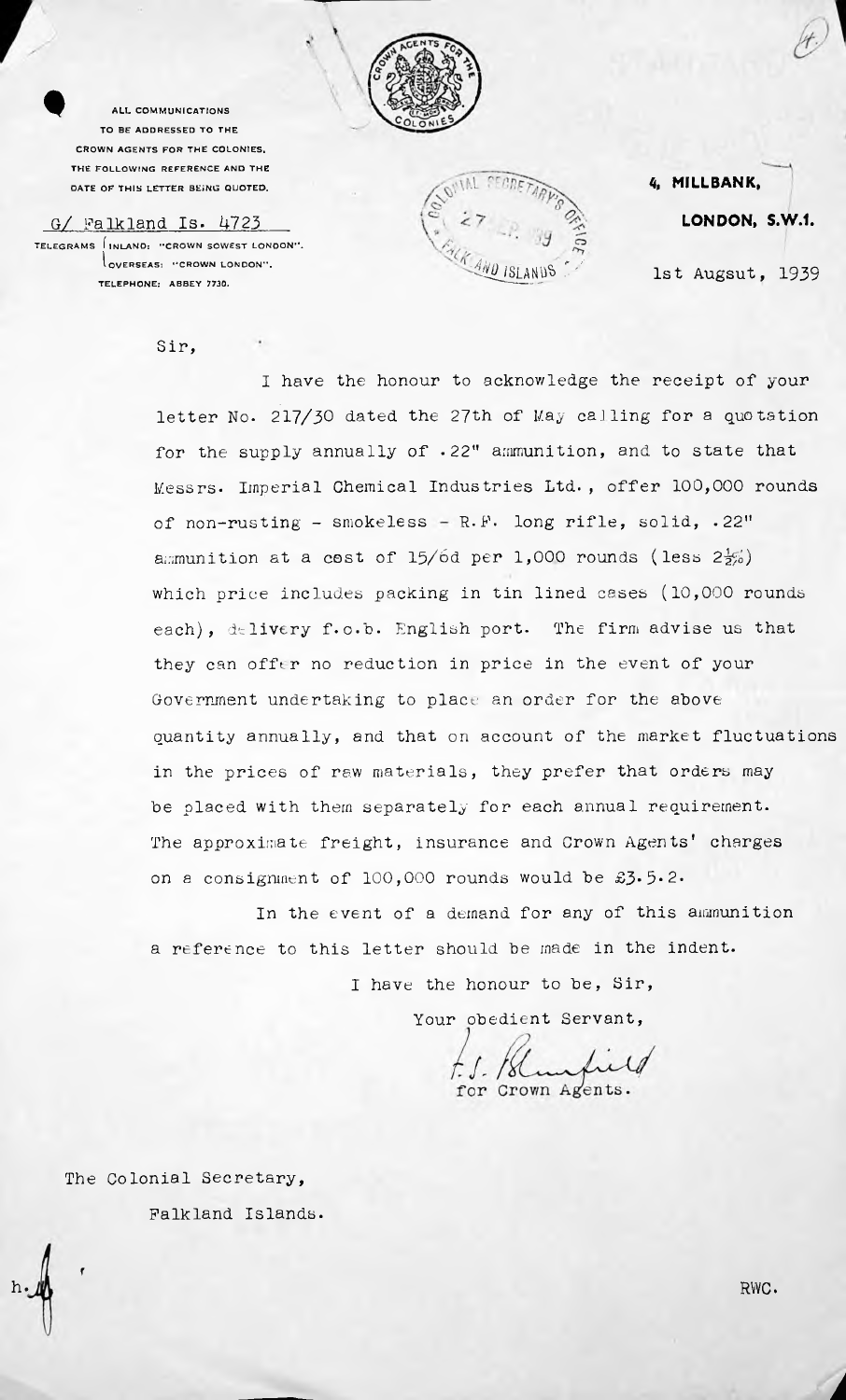ALL COMMUNICATIONS TO BE ADDRESSED TO THE CROWN AGENTS FOR THE COLONIES, THE FOLLOWING REFERENCE AND THE DATE OF THIS LETTER BEING QUOTED.

G/ Falkland Is. 4723

TELEGRAMS { INLAND: "CROWN SOWEST LONDON". OVERSEAS: "CROWN LONDON".

TELEPHONE: ABBEY 7730.

COLONIAL SECRETARY'S OFFICE 27 SEP. 1939 FALKLAND ISLANDS

4, MILLBANK,

LONDON, S.W.1.

1st Augsut, 1939

Sir,

I have the honour to acknowledge the receipt of your letter No. 217/30 dated the 27th of May calling for a quotation for the supply annually of .22" ammunition, and to state that Messrs. Imperial Chemical Industries Ltd., offer 100,000 rounds of non-rusting - smokeless - R.F. long rifle, solid, .22" ammunition at a cost of 15/6d per 1,000 rounds (less 2½%) which price includes packing in tin lined cases (10,000 rounds each), delivery f.o.b. English port. The firm advise us that they can offer no reduction in price in the event of your Government undertaking to place an order for the above quantity annually, and that on account of the market fluctuations in the prices of raw materials, they prefer that orders may be placed with them separately for each annual requirement. The approximate freight, insurance and Crown Agents' charges on a consignment of 100,000 rounds would be £3.5.2.

In the event of a demand for any of this ammunition a reference to this letter should be made in the indent.

I have the honour to be, Sir,

Your obedient Servant,

F. J. Blumfield

for Crown Agents.

The Colonial Secretary,

Falkland Islands.

RWC.